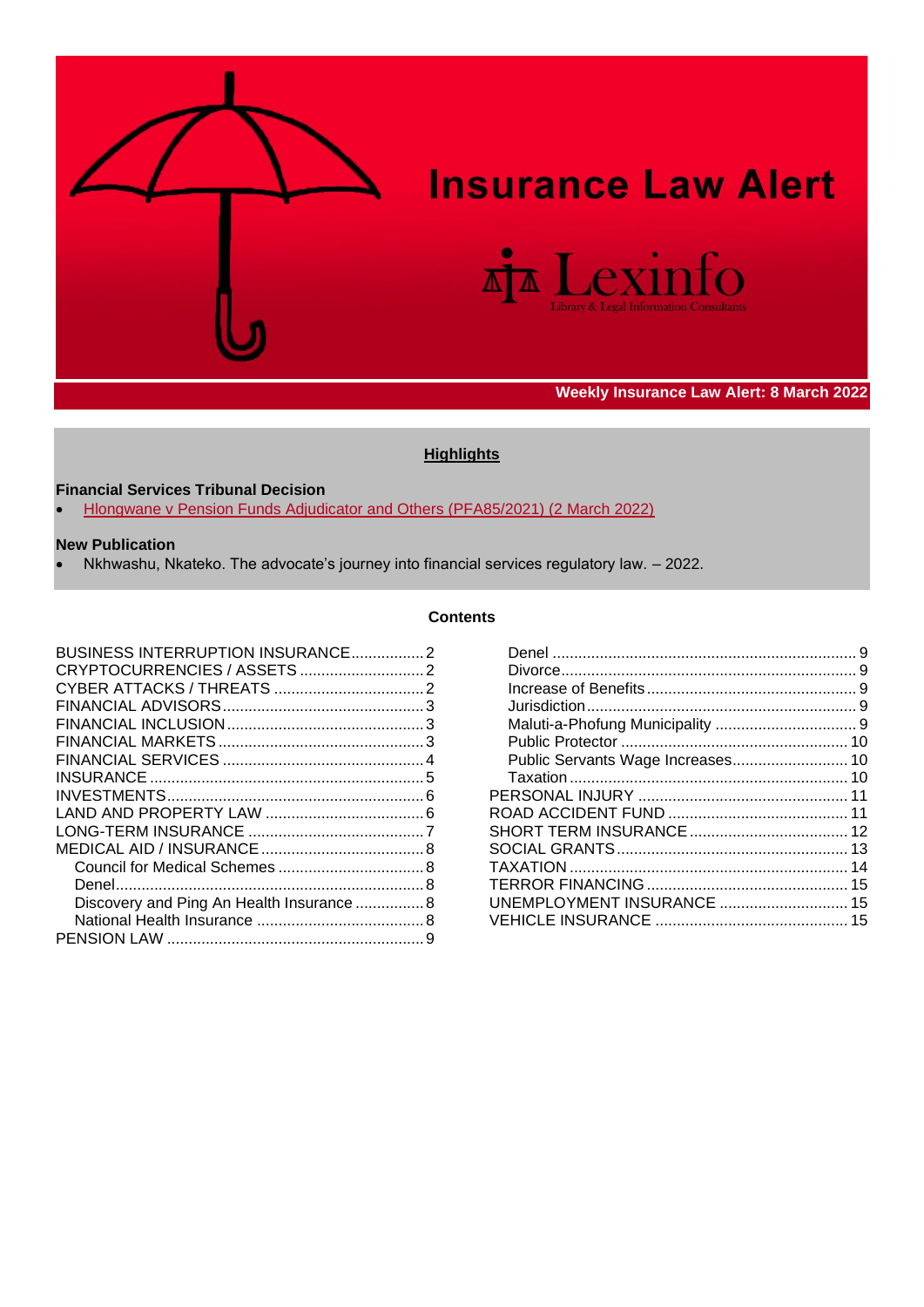# Insurance Law Alert

Lexinfo
Library & Legal Information Consultants

**Weekly Insurance Law Alert: 8 March 2022**

## Highlights

**Financial Services Tribunal Decision**

- Hlongwane v Pension Funds Adjudicator and Others (PFA85/2021) (2 March 2022)

**New Publication**

- Nkhwashu, Nkateko. The advocate's journey into financial services regulatory law. – 2022.

## Contents

- BUSINESS INTERRUPTION INSURANCE ..... 2
- CRYPTOCURRENCIES / ASSETS ..... 2
- CYBER ATTACKS / THREATS ..... 2
- FINANCIAL ADVISORS ..... 3
- FINANCIAL INCLUSION ..... 3
- FINANCIAL MARKETS ..... 3
- FINANCIAL SERVICES ..... 4
- INSURANCE ..... 5
- INVESTMENTS ..... 6
- LAND AND PROPERTY LAW ..... 6
- LONG-TERM INSURANCE ..... 7
- MEDICAL AID / INSURANCE ..... 8
  - Council for Medical Schemes ..... 8
  - Denel ..... 8
  - Discovery and Ping An Health Insurance ..... 8
  - National Health Insurance ..... 8
- PENSION LAW ..... 9
  - Denel ..... 9
  - Divorce ..... 9
  - Increase of Benefits ..... 9
  - Jurisdiction ..... 9
  - Maluti-a-Phofung Municipality ..... 9
  - Public Protector ..... 10
  - Public Servants Wage Increases ..... 10
  - Taxation ..... 10
- PERSONAL INJURY ..... 11
- ROAD ACCIDENT FUND ..... 11
- SHORT TERM INSURANCE ..... 12
- SOCIAL GRANTS ..... 13
- TAXATION ..... 14
- TERROR FINANCING ..... 15
- UNEMPLOYMENT INSURANCE ..... 15
- VEHICLE INSURANCE ..... 15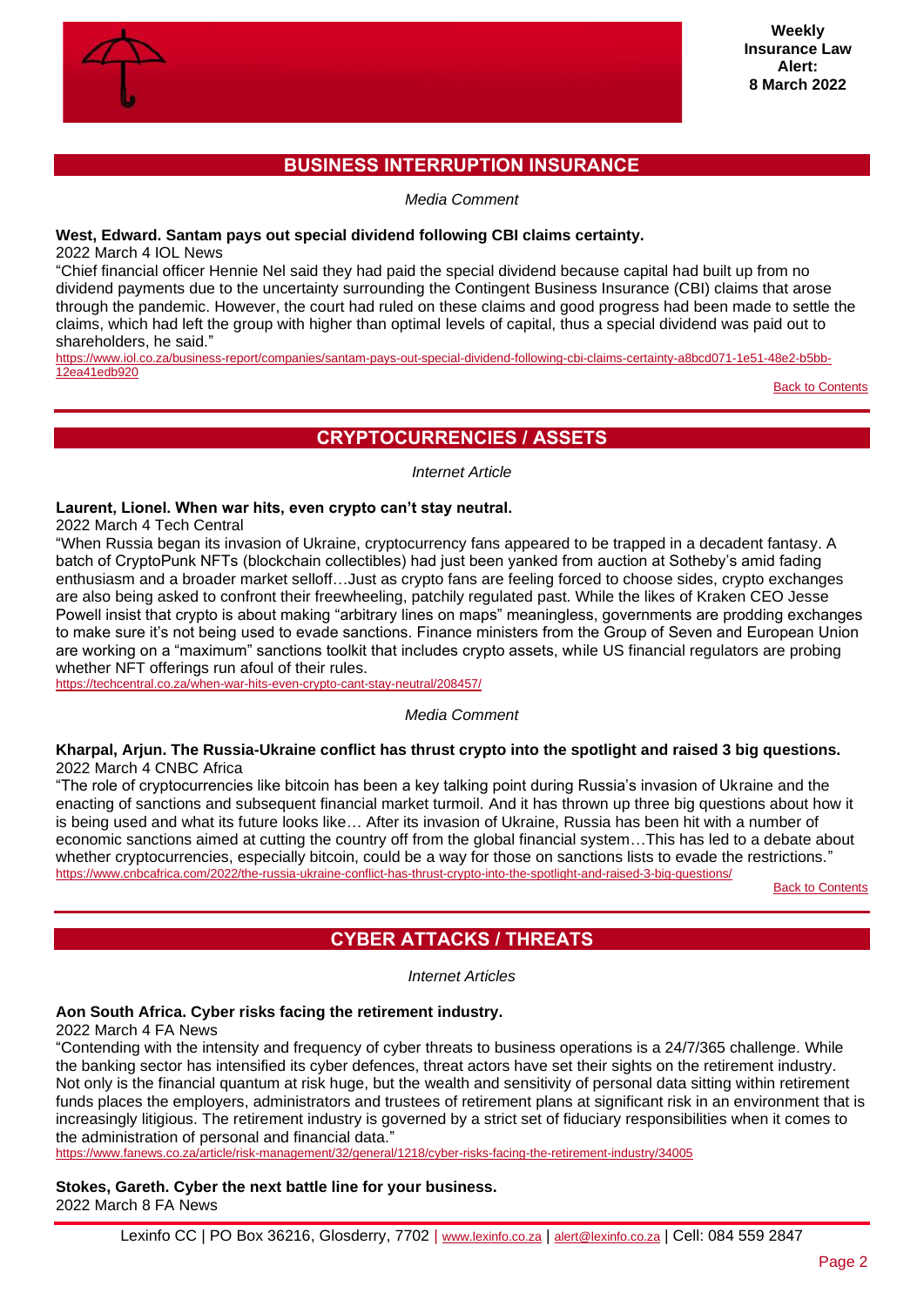## BUSINESS INTERRUPTION INSURANCE

*Media Comment*

**West, Edward. Santam pays out special dividend following CBI claims certainty.**
2022 March 4 IOL News

"Chief financial officer Hennie Nel said they had paid the special dividend because capital had built up from no dividend payments due to the uncertainty surrounding the Contingent Business Insurance (CBI) claims that arose through the pandemic. However, the court had ruled on these claims and good progress had been made to settle the claims, which had left the group with higher than optimal levels of capital, thus a special dividend was paid out to shareholders, he said."
https://www.iol.co.za/business-report/companies/santam-pays-out-special-dividend-following-cbi-claims-certainty-a8bcd071-1e51-48e2-b5bb-12ea41edb920

Back to Contents

## CRYPTOCURRENCIES / ASSETS

*Internet Article*

**Laurent, Lionel. When war hits, even crypto can't stay neutral.**
2022 March 4 Tech Central

"When Russia began its invasion of Ukraine, cryptocurrency fans appeared to be trapped in a decadent fantasy. A batch of CryptoPunk NFTs (blockchain collectibles) had just been yanked from auction at Sotheby's amid fading enthusiasm and a broader market selloff…Just as crypto fans are feeling forced to choose sides, crypto exchanges are also being asked to confront their freewheeling, patchily regulated past. While the likes of Kraken CEO Jesse Powell insist that crypto is about making "arbitrary lines on maps" meaningless, governments are prodding exchanges to make sure it's not being used to evade sanctions. Finance ministers from the Group of Seven and European Union are working on a "maximum" sanctions toolkit that includes crypto assets, while US financial regulators are probing whether NFT offerings run afoul of their rules.
https://techcentral.co.za/when-war-hits-even-crypto-cant-stay-neutral/208457/

*Media Comment*

**Kharpal, Arjun. The Russia-Ukraine conflict has thrust crypto into the spotlight and raised 3 big questions.**
2022 March 4 CNBC Africa

"The role of cryptocurrencies like bitcoin has been a key talking point during Russia's invasion of Ukraine and the enacting of sanctions and subsequent financial market turmoil. And it has thrown up three big questions about how it is being used and what its future looks like… After its invasion of Ukraine, Russia has been hit with a number of economic sanctions aimed at cutting the country off from the global financial system…This has led to a debate about whether cryptocurrencies, especially bitcoin, could be a way for those on sanctions lists to evade the restrictions."
https://www.cnbcafrica.com/2022/the-russia-ukraine-conflict-has-thrust-crypto-into-the-spotlight-and-raised-3-big-questions/

Back to Contents

## CYBER ATTACKS / THREATS

*Internet Articles*

**Aon South Africa. Cyber risks facing the retirement industry.**
2022 March 4 FA News

"Contending with the intensity and frequency of cyber threats to business operations is a 24/7/365 challenge. While the banking sector has intensified its cyber defences, threat actors have set their sights on the retirement industry. Not only is the financial quantum at risk huge, but the wealth and sensitivity of personal data sitting within retirement funds places the employers, administrators and trustees of retirement plans at significant risk in an environment that is increasingly litigious. The retirement industry is governed by a strict set of fiduciary responsibilities when it comes to the administration of personal and financial data."
https://www.fanews.co.za/article/risk-management/32/general/1218/cyber-risks-facing-the-retirement-industry/34005

**Stokes, Gareth. Cyber the next battle line for your business.**
2022 March 8 FA News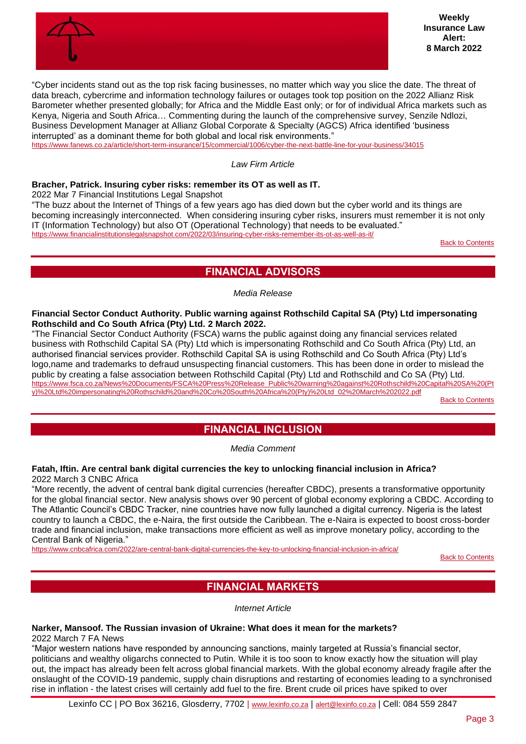"Cyber incidents stand out as the top risk facing businesses, no matter which way you slice the date. The threat of data breach, cybercrime and information technology failures or outages took top position on the 2022 Allianz Risk Barometer whether presented globally; for Africa and the Middle East only; or for of individual Africa markets such as Kenya, Nigeria and South Africa… Commenting during the launch of the comprehensive survey, Senzile Ndlozi, Business Development Manager at Allianz Global Corporate & Specialty (AGCS) Africa identified 'business interrupted' as a dominant theme for both global and local risk environments."
https://www.fanews.co.za/article/short-term-insurance/15/commercial/1006/cyber-the-next-battle-line-for-your-business/34015

*Law Firm Article*

**Bracher, Patrick. Insuring cyber risks: remember its OT as well as IT.**
2022 Mar 7 Financial Institutions Legal Snapshot
"The buzz about the Internet of Things of a few years ago has died down but the cyber world and its things are becoming increasingly interconnected. When considering insuring cyber risks, insurers must remember it is not only IT (Information Technology) but also OT (Operational Technology) that needs to be evaluated."
https://www.financialinstitutionslegalsnapshot.com/2022/03/insuring-cyber-risks-remember-its-ot-as-well-as-it/

Back to Contents

## FINANCIAL ADVISORS

*Media Release*

**Financial Sector Conduct Authority. Public warning against Rothschild Capital SA (Pty) Ltd impersonating Rothschild and Co South Africa (Pty) Ltd. 2 March 2022.**
"The Financial Sector Conduct Authority (FSCA) warns the public against doing any financial services related business with Rothschild Capital SA (Pty) Ltd which is impersonating Rothschild and Co South Africa (Pty) Ltd, an authorised financial services provider. Rothschild Capital SA is using Rothschild and Co South Africa (Pty) Ltd's logo,name and trademarks to defraud unsuspecting financial customers. This has been done in order to mislead the public by creating a false association between Rothschild Capital (Pty) Ltd and Rothschild and Co SA (Pty) Ltd.
https://www.fsca.co.za/News%20Documents/FSCA%20Press%20Release_Public%20warning%20against%20Rothschild%20Capital%20SA%20(Pty)%20Ltd%20impersonating%20Rothschild%20and%20Co%20South%20Africa%20(Pty)%20Ltd_02%20March%202022.pdf

Back to Contents

## FINANCIAL INCLUSION

*Media Comment*

**Fatah, Iftin. Are central bank digital currencies the key to unlocking financial inclusion in Africa?**
2022 March 3 CNBC Africa
"More recently, the advent of central bank digital currencies (hereafter CBDC), presents a transformative opportunity for the global financial sector. New analysis shows over 90 percent of global economy exploring a CBDC. According to The Atlantic Council's CBDC Tracker, nine countries have now fully launched a digital currency. Nigeria is the latest country to launch a CBDC, the e-Naira, the first outside the Caribbean. The e-Naira is expected to boost cross-border trade and financial inclusion, make transactions more efficient as well as improve monetary policy, according to the Central Bank of Nigeria."
https://www.cnbcafrica.com/2022/are-central-bank-digital-currencies-the-key-to-unlocking-financial-inclusion-in-africa/

Back to Contents

## FINANCIAL MARKETS

*Internet Article*

**Narker, Mansoof. The Russian invasion of Ukraine: What does it mean for the markets?**
2022 March 7 FA News
"Major western nations have responded by announcing sanctions, mainly targeted at Russia's financial sector, politicians and wealthy oligarchs connected to Putin. While it is too soon to know exactly how the situation will play out, the impact has already been felt across global financial markets. With the global economy already fragile after the onslaught of the COVID-19 pandemic, supply chain disruptions and restarting of economies leading to a synchronised rise in inflation - the latest crises will certainly add fuel to the fire. Brent crude oil prices have spiked to over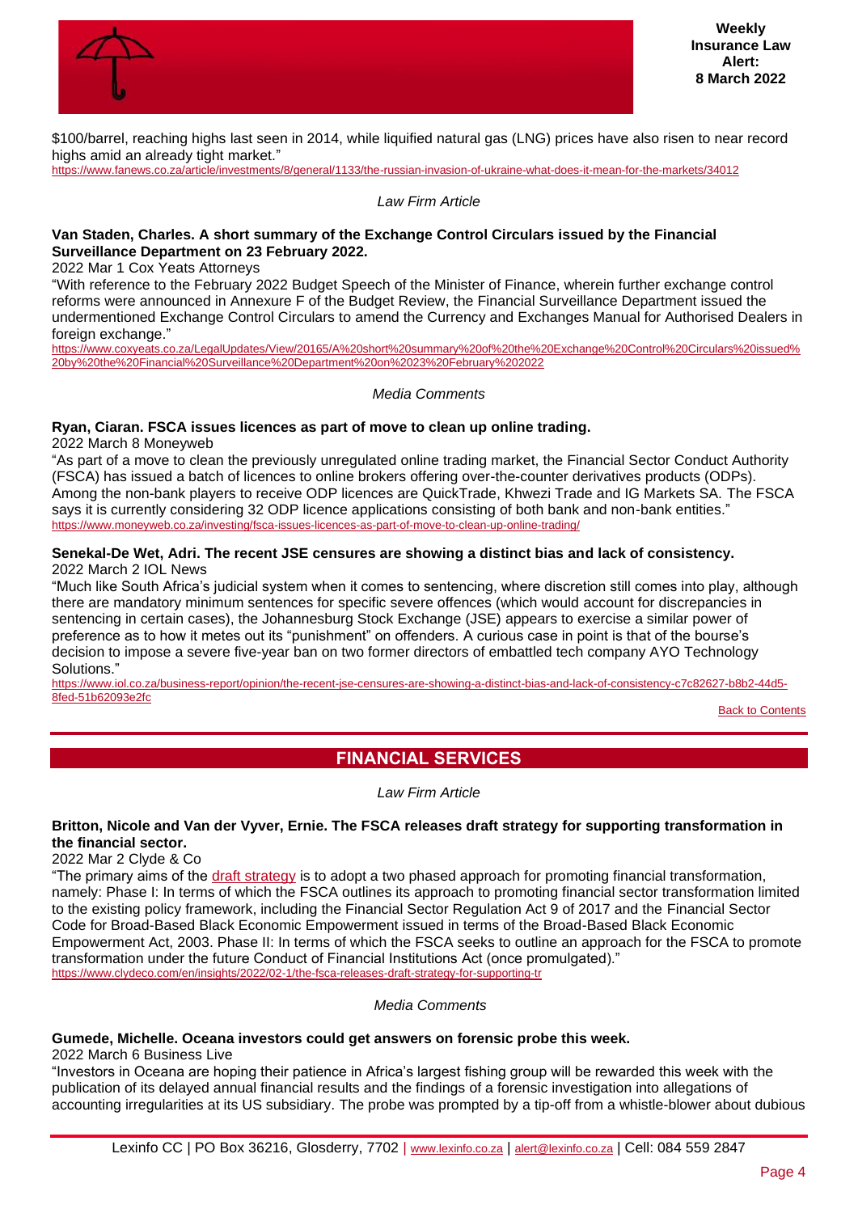$100/barrel, reaching highs last seen in 2014, while liquified natural gas (LNG) prices have also risen to near record highs amid an already tight market."
https://www.fanews.co.za/article/investments/8/general/1133/the-russian-invasion-of-ukraine-what-does-it-mean-for-the-markets/34012

*Law Firm Article*

**Van Staden, Charles. A short summary of the Exchange Control Circulars issued by the Financial Surveillance Department on 23 February 2022.**
2022 Mar 1 Cox Yeats Attorneys
"With reference to the February 2022 Budget Speech of the Minister of Finance, wherein further exchange control reforms were announced in Annexure F of the Budget Review, the Financial Surveillance Department issued the undermentioned Exchange Control Circulars to amend the Currency and Exchanges Manual for Authorised Dealers in foreign exchange."
https://www.coxyeats.co.za/LegalUpdates/View/20165/A%20short%20summary%20of%20the%20Exchange%20Control%20Circulars%20issued%20by%20the%20Financial%20Surveillance%20Department%20on%2023%20February%202022

*Media Comments*

**Ryan, Ciaran. FSCA issues licences as part of move to clean up online trading.**
2022 March 8 Moneyweb
"As part of a move to clean the previously unregulated online trading market, the Financial Sector Conduct Authority (FSCA) has issued a batch of licences to online brokers offering over-the-counter derivatives products (ODPs). Among the non-bank players to receive ODP licences are QuickTrade, Khwezi Trade and IG Markets SA. The FSCA says it is currently considering 32 ODP licence applications consisting of both bank and non-bank entities."
https://www.moneyweb.co.za/investing/fsca-issues-licences-as-part-of-move-to-clean-up-online-trading/

**Senekal-De Wet, Adri. The recent JSE censures are showing a distinct bias and lack of consistency.**
2022 March 2 IOL News
"Much like South Africa's judicial system when it comes to sentencing, where discretion still comes into play, although there are mandatory minimum sentences for specific severe offences (which would account for discrepancies in sentencing in certain cases), the Johannesburg Stock Exchange (JSE) appears to exercise a similar power of preference as to how it metes out its "punishment" on offenders. A curious case in point is that of the bourse's decision to impose a severe five-year ban on two former directors of embattled tech company AYO Technology Solutions."
https://www.iol.co.za/business-report/opinion/the-recent-jse-censures-are-showing-a-distinct-bias-and-lack-of-consistency-c7c82627-b8b2-44d5-8fed-51b62093e2fc

Back to Contents

## FINANCIAL SERVICES

*Law Firm Article*

**Britton, Nicole and Van der Vyver, Ernie. The FSCA releases draft strategy for supporting transformation in the financial sector.**
2022 Mar 2 Clyde & Co
"The primary aims of the draft strategy is to adopt a two phased approach for promoting financial transformation, namely: Phase I: In terms of which the FSCA outlines its approach to promoting financial sector transformation limited to the existing policy framework, including the Financial Sector Regulation Act 9 of 2017 and the Financial Sector Code for Broad-Based Black Economic Empowerment issued in terms of the Broad-Based Black Economic Empowerment Act, 2003. Phase II: In terms of which the FSCA seeks to outline an approach for the FSCA to promote transformation under the future Conduct of Financial Institutions Act (once promulgated)."
https://www.clydeco.com/en/insights/2022/02-1/the-fsca-releases-draft-strategy-for-supporting-tr

*Media Comments*

**Gumede, Michelle. Oceana investors could get answers on forensic probe this week.**
2022 March 6 Business Live
"Investors in Oceana are hoping their patience in Africa's largest fishing group will be rewarded this week with the publication of its delayed annual financial results and the findings of a forensic investigation into allegations of accounting irregularities at its US subsidiary. The probe was prompted by a tip-off from a whistle-blower about dubious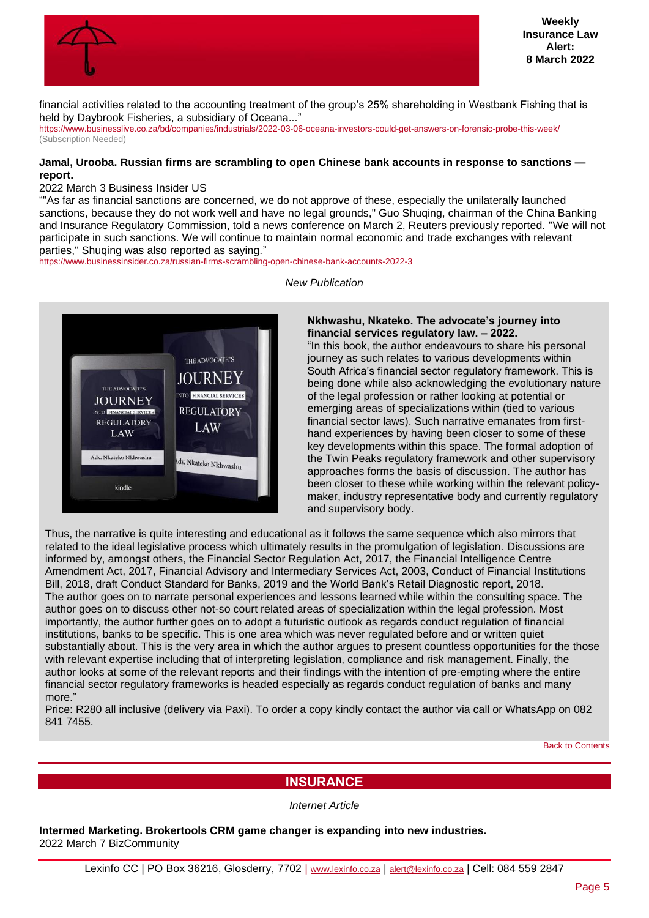financial activities related to the accounting treatment of the group's 25% shareholding in Westbank Fishing that is held by Daybrook Fisheries, a subsidiary of Oceana..."
https://www.businesslive.co.za/bd/companies/industrials/2022-03-06-oceana-investors-could-get-answers-on-forensic-probe-this-week/
(Subscription Needed)

**Jamal, Urooba. Russian firms are scrambling to open Chinese bank accounts in response to sanctions — report.**
2022 March 3 Business Insider US
""As far as financial sanctions are concerned, we do not approve of these, especially the unilaterally launched sanctions, because they do not work well and have no legal grounds," Guo Shuqing, chairman of the China Banking and Insurance Regulatory Commission, told a news conference on March 2, Reuters previously reported. "We will not participate in such sanctions. We will continue to maintain normal economic and trade exchanges with relevant parties," Shuqing was also reported as saying."
https://www.businessinsider.co.za/russian-firms-scrambling-open-chinese-bank-accounts-2022-3

*New Publication*

**Nkhwashu, Nkateko. The advocate's journey into financial services regulatory law. – 2022.**
"In this book, the author endeavours to share his personal journey as such relates to various developments within South Africa's financial sector regulatory framework. This is being done while also acknowledging the evolutionary nature of the legal profession or rather looking at potential or emerging areas of specializations within (tied to various financial sector laws). Such narrative emanates from first-hand experiences by having been closer to some of these key developments within this space. The formal adoption of the Twin Peaks regulatory framework and other supervisory approaches forms the basis of discussion. The author has been closer to these while working within the relevant policy-maker, industry representative body and currently regulatory and supervisory body.

Thus, the narrative is quite interesting and educational as it follows the same sequence which also mirrors that related to the ideal legislative process which ultimately results in the promulgation of legislation. Discussions are informed by, amongst others, the Financial Sector Regulation Act, 2017, the Financial Intelligence Centre Amendment Act, 2017, Financial Advisory and Intermediary Services Act, 2003, Conduct of Financial Institutions Bill, 2018, draft Conduct Standard for Banks, 2019 and the World Bank's Retail Diagnostic report, 2018.
The author goes on to narrate personal experiences and lessons learned while within the consulting space. The author goes on to discuss other not-so court related areas of specialization within the legal profession. Most importantly, the author further goes on to adopt a futuristic outlook as regards conduct regulation of financial institutions, banks to be specific. This is one area which was never regulated before and or written quiet substantially about. This is the very area in which the author argues to present countless opportunities for the those with relevant expertise including that of interpreting legislation, compliance and risk management. Finally, the author looks at some of the relevant reports and their findings with the intention of pre-empting where the entire financial sector regulatory frameworks is headed especially as regards conduct regulation of banks and many more."
Price: R280 all inclusive (delivery via Paxi). To order a copy kindly contact the author via call or WhatsApp on 082 841 7455.

Back to Contents

## INSURANCE

*Internet Article*

**Intermed Marketing. Brokertools CRM game changer is expanding into new industries.**
2022 March 7 BizCommunity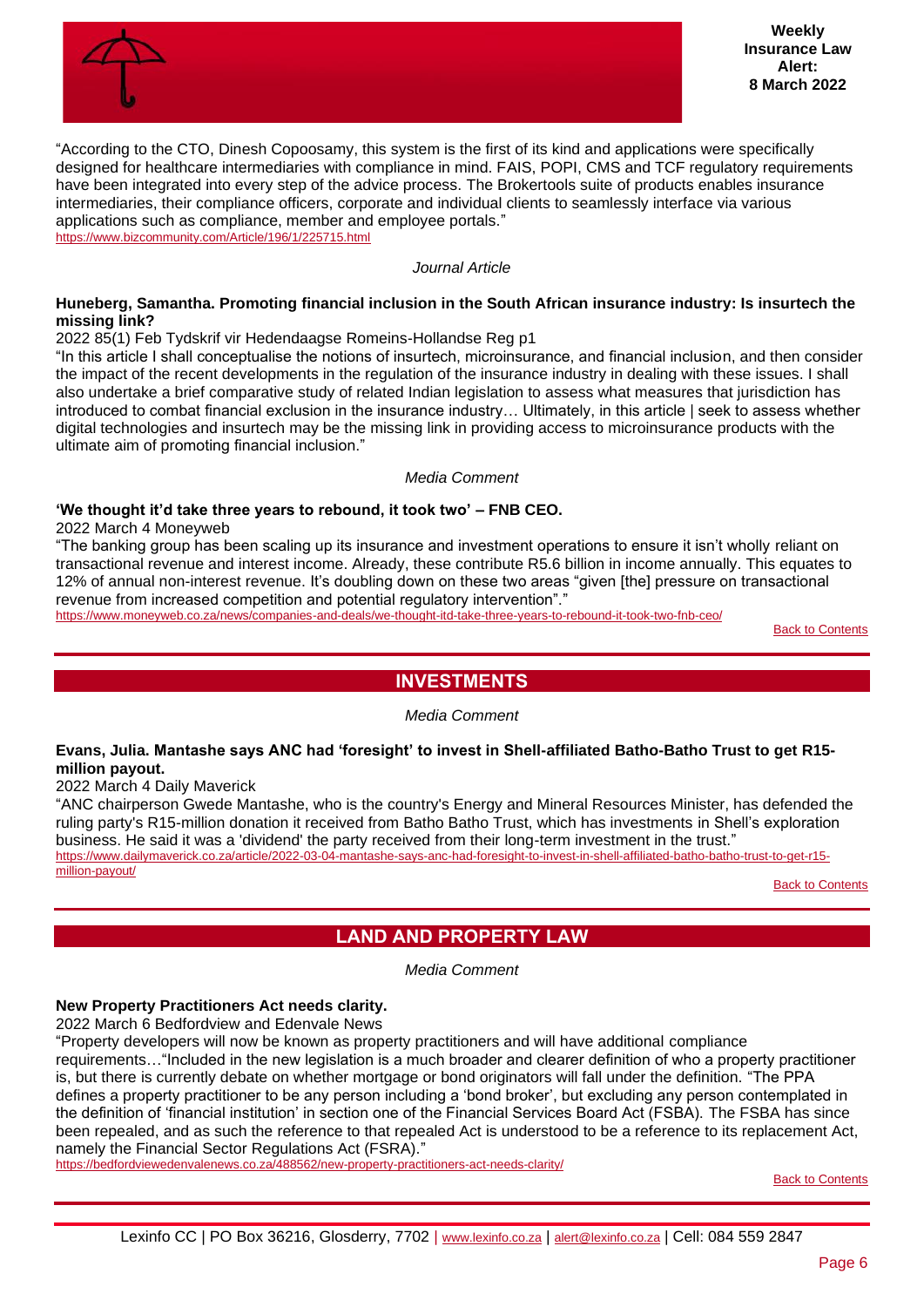"According to the CTO, Dinesh Copoosamy, this system is the first of its kind and applications were specifically designed for healthcare intermediaries with compliance in mind. FAIS, POPI, CMS and TCF regulatory requirements have been integrated into every step of the advice process. The Brokertools suite of products enables insurance intermediaries, their compliance officers, corporate and individual clients to seamlessly interface via various applications such as compliance, member and employee portals."
https://www.bizcommunity.com/Article/196/1/225715.html

*Journal Article*

**Huneberg, Samantha. Promoting financial inclusion in the South African insurance industry: Is insurtech the missing link?**

2022 85(1) Feb Tydskrif vir Hedendaagse Romeins-Hollandse Reg p1

"In this article I shall conceptualise the notions of insurtech, microinsurance, and financial inclusion, and then consider the impact of the recent developments in the regulation of the insurance industry in dealing with these issues. I shall also undertake a brief comparative study of related Indian legislation to assess what measures that jurisdiction has introduced to combat financial exclusion in the insurance industry… Ultimately, in this article | seek to assess whether digital technologies and insurtech may be the missing link in providing access to microinsurance products with the ultimate aim of promoting financial inclusion."

*Media Comment*

**'We thought it'd take three years to rebound, it took two' – FNB CEO.**

2022 March 4 Moneyweb

"The banking group has been scaling up its insurance and investment operations to ensure it isn't wholly reliant on transactional revenue and interest income. Already, these contribute R5.6 billion in income annually. This equates to 12% of annual non-interest revenue. It's doubling down on these two areas "given [the] pressure on transactional revenue from increased competition and potential regulatory intervention"."
https://www.moneyweb.co.za/news/companies-and-deals/we-thought-itd-take-three-years-to-rebound-it-took-two-fnb-ceo/

Back to Contents

## INVESTMENTS

*Media Comment*

**Evans, Julia. Mantashe says ANC had 'foresight' to invest in Shell-affiliated Batho-Batho Trust to get R15-million payout.**

2022 March 4 Daily Maverick

"ANC chairperson Gwede Mantashe, who is the country's Energy and Mineral Resources Minister, has defended the ruling party's R15-million donation it received from Batho Batho Trust, which has investments in Shell's exploration business. He said it was a 'dividend' the party received from their long-term investment in the trust."
https://www.dailymaverick.co.za/article/2022-03-04-mantashe-says-anc-had-foresight-to-invest-in-shell-affiliated-batho-batho-trust-to-get-r15-million-payout/

Back to Contents

## LAND AND PROPERTY LAW

*Media Comment*

**New Property Practitioners Act needs clarity.**

2022 March 6 Bedfordview and Edenvale News

"Property developers will now be known as property practitioners and will have additional compliance requirements…"Included in the new legislation is a much broader and clearer definition of who a property practitioner is, but there is currently debate on whether mortgage or bond originators will fall under the definition. "The PPA defines a property practitioner to be any person including a 'bond broker', but excluding any person contemplated in the definition of 'financial institution' in section one of the Financial Services Board Act (FSBA). The FSBA has since been repealed, and as such the reference to that repealed Act is understood to be a reference to its replacement Act, namely the Financial Sector Regulations Act (FSRA)."
https://bedfordviewedenvalenews.co.za/488562/new-property-practitioners-act-needs-clarity/

Back to Contents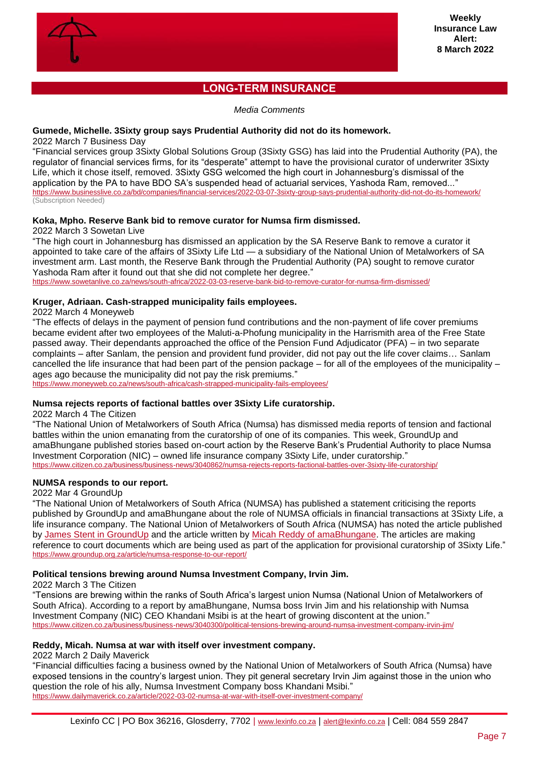## LONG-TERM INSURANCE

*Media Comments*

**Gumede, Michelle. 3Sixty group says Prudential Authority did not do its homework.**
2022 March 7 Business Day
"Financial services group 3Sixty Global Solutions Group (3Sixty GSG) has laid into the Prudential Authority (PA), the regulator of financial services firms, for its "desperate" attempt to have the provisional curator of underwriter 3Sixty Life, which it chose itself, removed. 3Sixty GSG welcomed the high court in Johannesburg's dismissal of the application by the PA to have BDO SA's suspended head of actuarial services, Yashoda Ram, removed..."
https://www.businesslive.co.za/bd/companies/financial-services/2022-03-07-3sixty-group-says-prudential-authority-did-not-do-its-homework/
(Subscription Needed)

**Koka, Mpho. Reserve Bank bid to remove curator for Numsa firm dismissed.**
2022 March 3 Sowetan Live
"The high court in Johannesburg has dismissed an application by the SA Reserve Bank to remove a curator it appointed to take care of the affairs of 3Sixty Life Ltd — a subsidiary of the National Union of Metalworkers of SA investment arm. Last month, the Reserve Bank through the Prudential Authority (PA) sought to remove curator Yashoda Ram after it found out that she did not complete her degree."
https://www.sowetanlive.co.za/news/south-africa/2022-03-03-reserve-bank-bid-to-remove-curator-for-numsa-firm-dismissed/

**Kruger, Adriaan. Cash-strapped municipality fails employees.**
2022 March 4 Moneyweb
"The effects of delays in the payment of pension fund contributions and the non-payment of life cover premiums became evident after two employees of the Maluti-a-Phofung municipality in the Harrismith area of the Free State passed away. Their dependants approached the office of the Pension Fund Adjudicator (PFA) – in two separate complaints – after Sanlam, the pension and provident fund provider, did not pay out the life cover claims… Sanlam cancelled the life insurance that had been part of the pension package – for all of the employees of the municipality – ages ago because the municipality did not pay the risk premiums."
https://www.moneyweb.co.za/news/south-africa/cash-strapped-municipality-fails-employees/

**Numsa rejects reports of factional battles over 3Sixty Life curatorship.**
2022 March 4 The Citizen
"The National Union of Metalworkers of South Africa (Numsa) has dismissed media reports of tension and factional battles within the union emanating from the curatorship of one of its companies. This week, GroundUp and amaBhungane published stories based on-court action by the Reserve Bank's Prudential Authority to place Numsa Investment Corporation (NIC) – owned life insurance company 3Sixty Life, under curatorship."
https://www.citizen.co.za/business/business-news/3040862/numsa-rejects-reports-factional-battles-over-3sixty-life-curatorship/

**NUMSA responds to our report.**
2022 Mar 4 GroundUp
"The National Union of Metalworkers of South Africa (NUMSA) has published a statement criticising the reports published by GroundUp and amaBhungane about the role of NUMSA officials in financial transactions at 3Sixty Life, a life insurance company. The National Union of Metalworkers of South Africa (NUMSA) has noted the article published by James Stent in GroundUp and the article written by Micah Reddy of amaBhungane. The articles are making reference to court documents which are being used as part of the application for provisional curatorship of 3Sixty Life."
https://www.groundup.org.za/article/numsa-response-to-our-report/

**Political tensions brewing around Numsa Investment Company, Irvin Jim.**
2022 March 3 The Citizen
"Tensions are brewing within the ranks of South Africa's largest union Numsa (National Union of Metalworkers of South Africa). According to a report by amaBhungane, Numsa boss Irvin Jim and his relationship with Numsa Investment Company (NIC) CEO Khandani Msibi is at the heart of growing discontent at the union."
https://www.citizen.co.za/business/business-news/3040300/political-tensions-brewing-around-numsa-investment-company-irvin-jim/

**Reddy, Micah. Numsa at war with itself over investment company.**
2022 March 2 Daily Maverick
"Financial difficulties facing a business owned by the National Union of Metalworkers of South Africa (Numsa) have exposed tensions in the country's largest union. They pit general secretary Irvin Jim against those in the union who question the role of his ally, Numsa Investment Company boss Khandani Msibi."
https://www.dailymaverick.co.za/article/2022-03-02-numsa-at-war-with-itself-over-investment-company/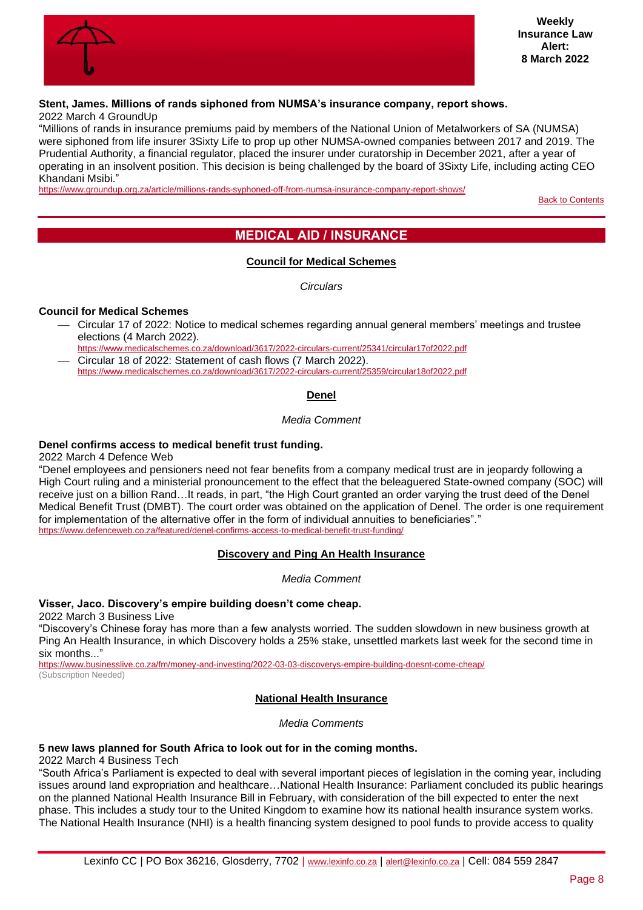**Stent, James. Millions of rands siphoned from NUMSA's insurance company, report shows.**
2022 March 4 GroundUp
"Millions of rands in insurance premiums paid by members of the National Union of Metalworkers of SA (NUMSA) were siphoned from life insurer 3Sixty Life to prop up other NUMSA-owned companies between 2017 and 2019. The Prudential Authority, a financial regulator, placed the insurer under curatorship in December 2021, after a year of operating in an insolvent position. This decision is being challenged by the board of 3Sixty Life, including acting CEO Khandani Msibi."
https://www.groundup.org.za/article/millions-rands-syphoned-off-from-numsa-insurance-company-report-shows/

Back to Contents

## MEDICAL AID / INSURANCE

### Council for Medical Schemes

*Circulars*

**Council for Medical Schemes**

- Circular 17 of 2022: Notice to medical schemes regarding annual general members' meetings and trustee elections (4 March 2022).
  https://www.medicalschemes.co.za/download/3617/2022-circulars-current/25341/circular17of2022.pdf
- Circular 18 of 2022: Statement of cash flows (7 March 2022).
  https://www.medicalschemes.co.za/download/3617/2022-circulars-current/25359/circular18of2022.pdf

### Denel

*Media Comment*

**Denel confirms access to medical benefit trust funding.**
2022 March 4 Defence Web
"Denel employees and pensioners need not fear benefits from a company medical trust are in jeopardy following a High Court ruling and a ministerial pronouncement to the effect that the beleaguered State-owned company (SOC) will receive just on a billion Rand…It reads, in part, "the High Court granted an order varying the trust deed of the Denel Medical Benefit Trust (DMBT). The court order was obtained on the application of Denel. The order is one requirement for implementation of the alternative offer in the form of individual annuities to beneficiaries"."
https://www.defenceweb.co.za/featured/denel-confirms-access-to-medical-benefit-trust-funding/

### Discovery and Ping An Health Insurance

*Media Comment*

**Visser, Jaco. Discovery's empire building doesn't come cheap.**
2022 March 3 Business Live
"Discovery's Chinese foray has more than a few analysts worried. The sudden slowdown in new business growth at Ping An Health Insurance, in which Discovery holds a 25% stake, unsettled markets last week for the second time in six months..."
https://www.businesslive.co.za/fm/money-and-investing/2022-03-03-discoverys-empire-building-doesnt-come-cheap/
(Subscription Needed)

### National Health Insurance

*Media Comments*

**5 new laws planned for South Africa to look out for in the coming months.**
2022 March 4 Business Tech
"South Africa's Parliament is expected to deal with several important pieces of legislation in the coming year, including issues around land expropriation and healthcare…National Health Insurance: Parliament concluded its public hearings on the planned National Health Insurance Bill in February, with consideration of the bill expected to enter the next phase. This includes a study tour to the United Kingdom to examine how its national health insurance system works. The National Health Insurance (NHI) is a health financing system designed to pool funds to provide access to quality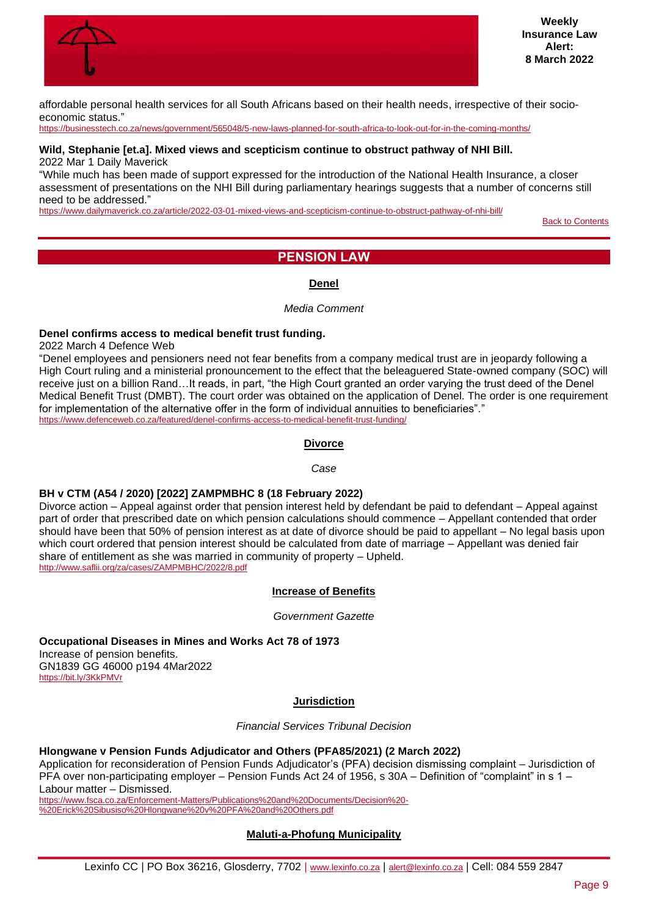affordable personal health services for all South Africans based on their health needs, irrespective of their socio-economic status."
https://businesstech.co.za/news/government/565048/5-new-laws-planned-for-south-africa-to-look-out-for-in-the-coming-months/

**Wild, Stephanie [et.a]. Mixed views and scepticism continue to obstruct pathway of NHI Bill.**
2022 Mar 1 Daily Maverick
"While much has been made of support expressed for the introduction of the National Health Insurance, a closer assessment of presentations on the NHI Bill during parliamentary hearings suggests that a number of concerns still need to be addressed."
https://www.dailymaverick.co.za/article/2022-03-01-mixed-views-and-scepticism-continue-to-obstruct-pathway-of-nhi-bill/

Back to Contents

## PENSION LAW

### Denel

*Media Comment*

**Denel confirms access to medical benefit trust funding.**
2022 March 4 Defence Web
"Denel employees and pensioners need not fear benefits from a company medical trust are in jeopardy following a High Court ruling and a ministerial pronouncement to the effect that the beleaguered State-owned company (SOC) will receive just on a billion Rand…It reads, in part, "the High Court granted an order varying the trust deed of the Denel Medical Benefit Trust (DMBT). The court order was obtained on the application of Denel. The order is one requirement for implementation of the alternative offer in the form of individual annuities to beneficiaries"."
https://www.defenceweb.co.za/featured/denel-confirms-access-to-medical-benefit-trust-funding/

### Divorce

*Case*

**BH v CTM (A54 / 2020) [2022] ZAMPMBHC 8 (18 February 2022)**
Divorce action – Appeal against order that pension interest held by defendant be paid to defendant – Appeal against part of order that prescribed date on which pension calculations should commence – Appellant contended that order should have been that 50% of pension interest as at date of divorce should be paid to appellant – No legal basis upon which court ordered that pension interest should be calculated from date of marriage – Appellant was denied fair share of entitlement as she was married in community of property – Upheld.
http://www.saflii.org/za/cases/ZAMPMBHC/2022/8.pdf

### Increase of Benefits

*Government Gazette*

**Occupational Diseases in Mines and Works Act 78 of 1973**
Increase of pension benefits.
GN1839 GG 46000 p194 4Mar2022
https://bit.ly/3KkPMVr

### Jurisdiction

*Financial Services Tribunal Decision*

**Hlongwane v Pension Funds Adjudicator and Others (PFA85/2021) (2 March 2022)**
Application for reconsideration of Pension Funds Adjudicator's (PFA) decision dismissing complaint – Jurisdiction of PFA over non-participating employer – Pension Funds Act 24 of 1956, s 30A – Definition of "complaint" in s 1 – Labour matter – Dismissed.
https://www.fsca.co.za/Enforcement-Matters/Publications%20and%20Documents/Decision%20-%20Erick%20Sibusiso%20Hlongwane%20v%20PFA%20and%20Others.pdf

### Maluti-a-Phofung Municipality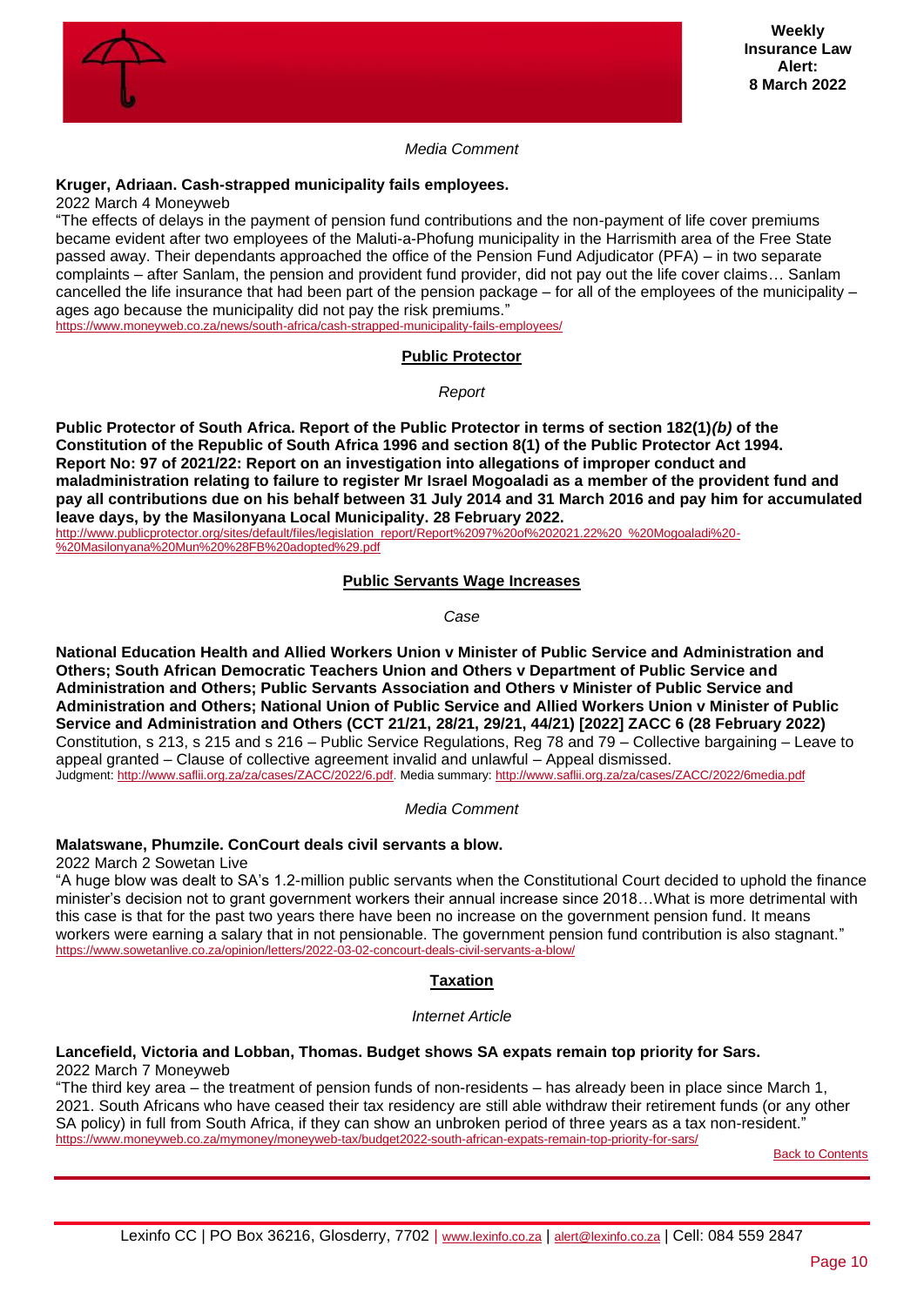*Media Comment*

**Kruger, Adriaan. Cash-strapped municipality fails employees.**
2022 March 4 Moneyweb
"The effects of delays in the payment of pension fund contributions and the non-payment of life cover premiums became evident after two employees of the Maluti-a-Phofung municipality in the Harrismith area of the Free State passed away. Their dependants approached the office of the Pension Fund Adjudicator (PFA) – in two separate complaints – after Sanlam, the pension and provident fund provider, did not pay out the life cover claims… Sanlam cancelled the life insurance that had been part of the pension package – for all of the employees of the municipality – ages ago because the municipality did not pay the risk premiums."
https://www.moneyweb.co.za/news/south-africa/cash-strapped-municipality-fails-employees/

## Public Protector

*Report*

**Public Protector of South Africa. Report of the Public Protector in terms of section 182(1)*(b)* of the Constitution of the Republic of South Africa 1996 and section 8(1) of the Public Protector Act 1994. Report No: 97 of 2021/22: Report on an investigation into allegations of improper conduct and maladministration relating to failure to register Mr Israel Mogoaladi as a member of the provident fund and pay all contributions due on his behalf between 31 July 2014 and 31 March 2016 and pay him for accumulated leave days, by the Masilonyana Local Municipality. 28 February 2022.**
http://www.publicprotector.org/sites/default/files/legislation_report/Report%2097%20of%202021.22%20_%20Mogoaladi%20-%20Masilonyana%20Mun%20%28FB%20adopted%29.pdf

## Public Servants Wage Increases

*Case*

**National Education Health and Allied Workers Union v Minister of Public Service and Administration and Others; South African Democratic Teachers Union and Others v Department of Public Service and Administration and Others; Public Servants Association and Others v Minister of Public Service and Administration and Others; National Union of Public Service and Allied Workers Union v Minister of Public Service and Administration and Others (CCT 21/21, 28/21, 29/21, 44/21) [2022] ZACC 6 (28 February 2022)**
Constitution, s 213, s 215 and s 216 – Public Service Regulations, Reg 78 and 79 – Collective bargaining – Leave to appeal granted – Clause of collective agreement invalid and unlawful – Appeal dismissed.
Judgment: http://www.saflii.org.za/za/cases/ZACC/2022/6.pdf. Media summary: http://www.saflii.org.za/za/cases/ZACC/2022/6media.pdf

*Media Comment*

**Malatswane, Phumzile. ConCourt deals civil servants a blow.**
2022 March 2 Sowetan Live
"A huge blow was dealt to SA's 1.2-million public servants when the Constitutional Court decided to uphold the finance minister's decision not to grant government workers their annual increase since 2018…What is more detrimental with this case is that for the past two years there have been no increase on the government pension fund. It means workers were earning a salary that in not pensionable. The government pension fund contribution is also stagnant."
https://www.sowetanlive.co.za/opinion/letters/2022-03-02-concourt-deals-civil-servants-a-blow/

## Taxation

*Internet Article*

**Lancefield, Victoria and Lobban, Thomas. Budget shows SA expats remain top priority for Sars.**
2022 March 7 Moneyweb
"The third key area – the treatment of pension funds of non-residents – has already been in place since March 1, 2021. South Africans who have ceased their tax residency are still able withdraw their retirement funds (or any other SA policy) in full from South Africa, if they can show an unbroken period of three years as a tax non-resident."
https://www.moneyweb.co.za/mymoney/moneyweb-tax/budget2022-south-african-expats-remain-top-priority-for-sars/

Back to Contents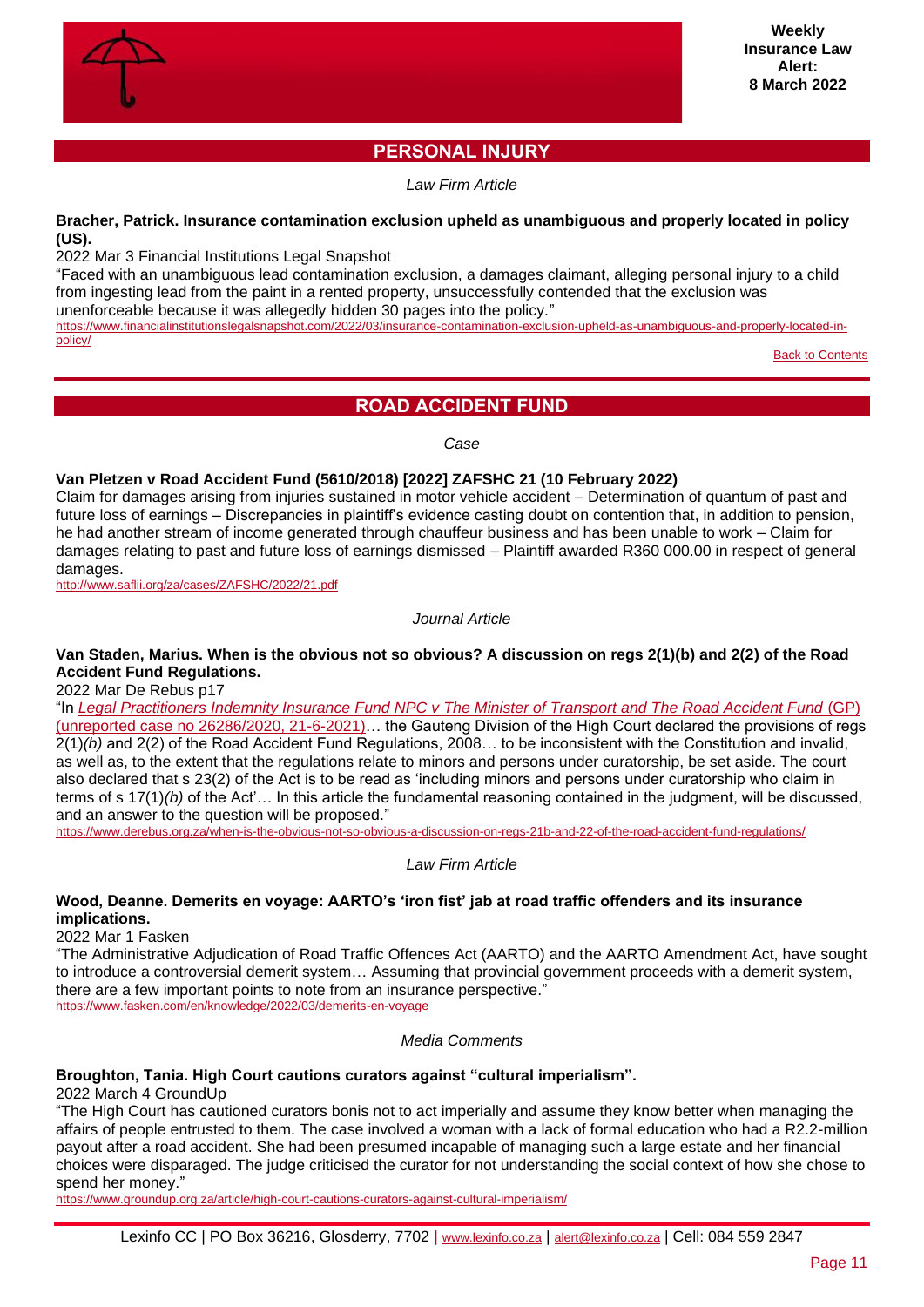## PERSONAL INJURY

*Law Firm Article*

**Bracher, Patrick. Insurance contamination exclusion upheld as unambiguous and properly located in policy (US).**

2022 Mar 3 Financial Institutions Legal Snapshot

"Faced with an unambiguous lead contamination exclusion, a damages claimant, alleging personal injury to a child from ingesting lead from the paint in a rented property, unsuccessfully contended that the exclusion was unenforceable because it was allegedly hidden 30 pages into the policy."

https://www.financialinstitutionslegalsnapshot.com/2022/03/insurance-contamination-exclusion-upheld-as-unambiguous-and-properly-located-in-policy/

Back to Contents

## ROAD ACCIDENT FUND

*Case*

**Van Pletzen v Road Accident Fund (5610/2018) [2022] ZAFSHC 21 (10 February 2022)**

Claim for damages arising from injuries sustained in motor vehicle accident – Determination of quantum of past and future loss of earnings – Discrepancies in plaintiff's evidence casting doubt on contention that, in addition to pension, he had another stream of income generated through chauffeur business and has been unable to work – Claim for damages relating to past and future loss of earnings dismissed – Plaintiff awarded R360 000.00 in respect of general damages.

http://www.saflii.org/za/cases/ZAFSHC/2022/21.pdf

*Journal Article*

**Van Staden, Marius. When is the obvious not so obvious? A discussion on regs 2(1)(b) and 2(2) of the Road Accident Fund Regulations.**

2022 Mar De Rebus p17

"In *Legal Practitioners Indemnity Insurance Fund NPC v The Minister of Transport and The Road Accident Fund* (GP) (unreported case no 26286/2020, 21-6-2021)… the Gauteng Division of the High Court declared the provisions of regs 2(1)*(b)* and 2(2) of the Road Accident Fund Regulations, 2008… to be inconsistent with the Constitution and invalid, as well as, to the extent that the regulations relate to minors and persons under curatorship, be set aside. The court also declared that s 23(2) of the Act is to be read as 'including minors and persons under curatorship who claim in terms of s 17(1)*(b)* of the Act'… In this article the fundamental reasoning contained in the judgment, will be discussed, and an answer to the question will be proposed."

https://www.derebus.org.za/when-is-the-obvious-not-so-obvious-a-discussion-on-regs-21b-and-22-of-the-road-accident-fund-regulations/

*Law Firm Article*

**Wood, Deanne. Demerits en voyage: AARTO's 'iron fist' jab at road traffic offenders and its insurance implications.**

2022 Mar 1 Fasken

"The Administrative Adjudication of Road Traffic Offences Act (AARTO) and the AARTO Amendment Act, have sought to introduce a controversial demerit system… Assuming that provincial government proceeds with a demerit system, there are a few important points to note from an insurance perspective."

https://www.fasken.com/en/knowledge/2022/03/demerits-en-voyage

*Media Comments*

**Broughton, Tania. High Court cautions curators against "cultural imperialism".**

2022 March 4 GroundUp

"The High Court has cautioned curators bonis not to act imperially and assume they know better when managing the affairs of people entrusted to them. The case involved a woman with a lack of formal education who had a R2.2-million payout after a road accident. She had been presumed incapable of managing such a large estate and her financial choices were disparaged. The judge criticised the curator for not understanding the social context of how she chose to spend her money."

https://www.groundup.org.za/article/high-court-cautions-curators-against-cultural-imperialism/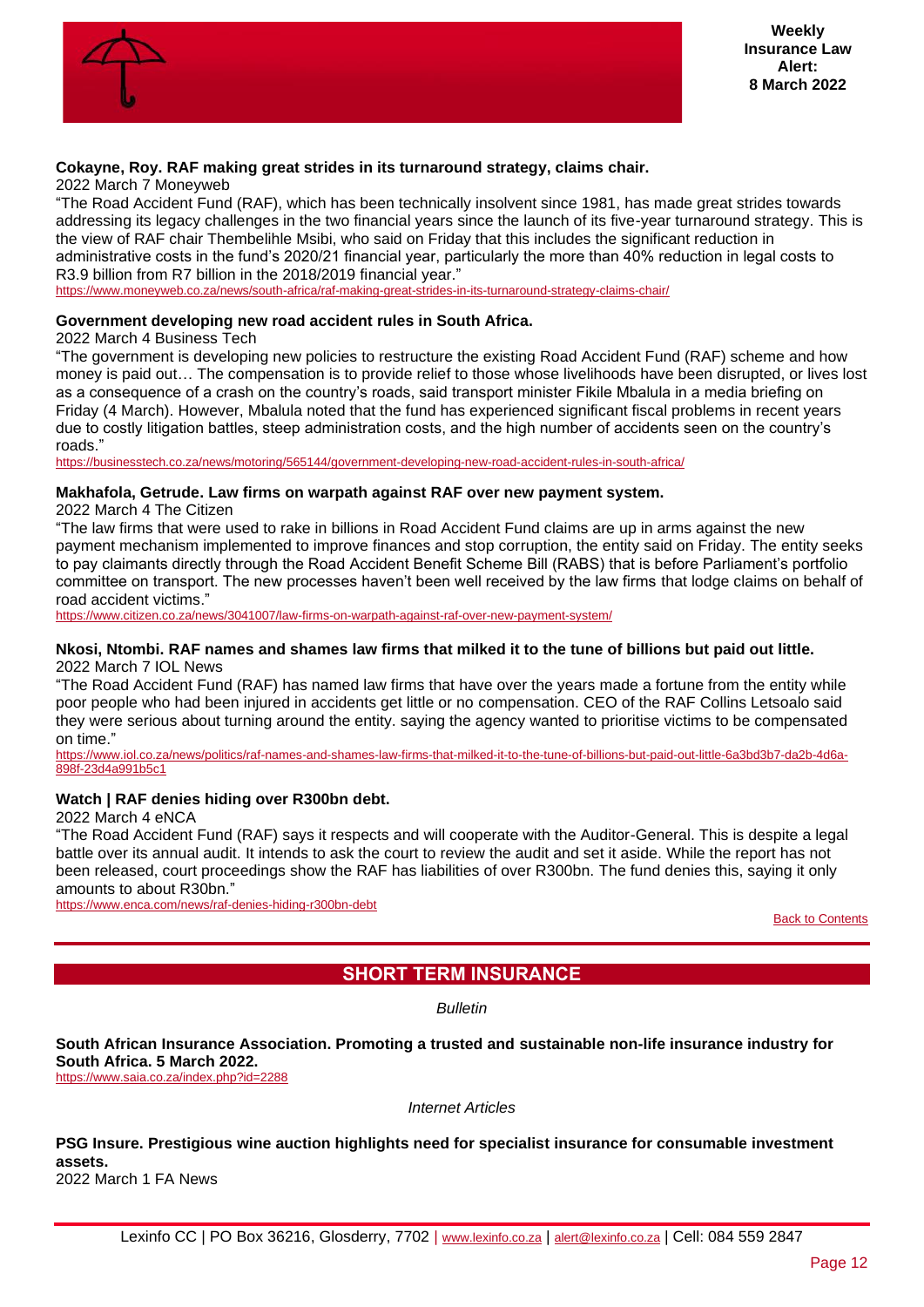**Cokayne, Roy. RAF making great strides in its turnaround strategy, claims chair.**
2022 March 7 Moneyweb
"The Road Accident Fund (RAF), which has been technically insolvent since 1981, has made great strides towards addressing its legacy challenges in the two financial years since the launch of its five-year turnaround strategy. This is the view of RAF chair Thembelihle Msibi, who said on Friday that this includes the significant reduction in administrative costs in the fund's 2020/21 financial year, particularly the more than 40% reduction in legal costs to R3.9 billion from R7 billion in the 2018/2019 financial year."
https://www.moneyweb.co.za/news/south-africa/raf-making-great-strides-in-its-turnaround-strategy-claims-chair/

**Government developing new road accident rules in South Africa.**
2022 March 4 Business Tech
"The government is developing new policies to restructure the existing Road Accident Fund (RAF) scheme and how money is paid out… The compensation is to provide relief to those whose livelihoods have been disrupted, or lives lost as a consequence of a crash on the country's roads, said transport minister Fikile Mbalula in a media briefing on Friday (4 March). However, Mbalula noted that the fund has experienced significant fiscal problems in recent years due to costly litigation battles, steep administration costs, and the high number of accidents seen on the country's roads."
https://businesstech.co.za/news/motoring/565144/government-developing-new-road-accident-rules-in-south-africa/

**Makhafola, Getrude. Law firms on warpath against RAF over new payment system.**
2022 March 4 The Citizen
"The law firms that were used to rake in billions in Road Accident Fund claims are up in arms against the new payment mechanism implemented to improve finances and stop corruption, the entity said on Friday. The entity seeks to pay claimants directly through the Road Accident Benefit Scheme Bill (RABS) that is before Parliament's portfolio committee on transport. The new processes haven't been well received by the law firms that lodge claims on behalf of road accident victims."
https://www.citizen.co.za/news/3041007/law-firms-on-warpath-against-raf-over-new-payment-system/

**Nkosi, Ntombi. RAF names and shames law firms that milked it to the tune of billions but paid out little.**
2022 March 7 IOL News
"The Road Accident Fund (RAF) has named law firms that have over the years made a fortune from the entity while poor people who had been injured in accidents get little or no compensation. CEO of the RAF Collins Letsoalo said they were serious about turning around the entity. saying the agency wanted to prioritise victims to be compensated on time."
https://www.iol.co.za/news/politics/raf-names-and-shames-law-firms-that-milked-it-to-the-tune-of-billions-but-paid-out-little-6a3bd3b7-da2b-4d6a-898f-23d4a991b5c1

**Watch | RAF denies hiding over R300bn debt.**
2022 March 4 eNCA
"The Road Accident Fund (RAF) says it respects and will cooperate with the Auditor-General. This is despite a legal battle over its annual audit. It intends to ask the court to review the audit and set it aside. While the report has not been released, court proceedings show the RAF has liabilities of over R300bn. The fund denies this, saying it only amounts to about R30bn."
https://www.enca.com/news/raf-denies-hiding-r300bn-debt

Back to Contents

## SHORT TERM INSURANCE

*Bulletin*

**South African Insurance Association. Promoting a trusted and sustainable non-life insurance industry for South Africa. 5 March 2022.**
https://www.saia.co.za/index.php?id=2288

*Internet Articles*

**PSG Insure. Prestigious wine auction highlights need for specialist insurance for consumable investment assets.**
2022 March 1 FA News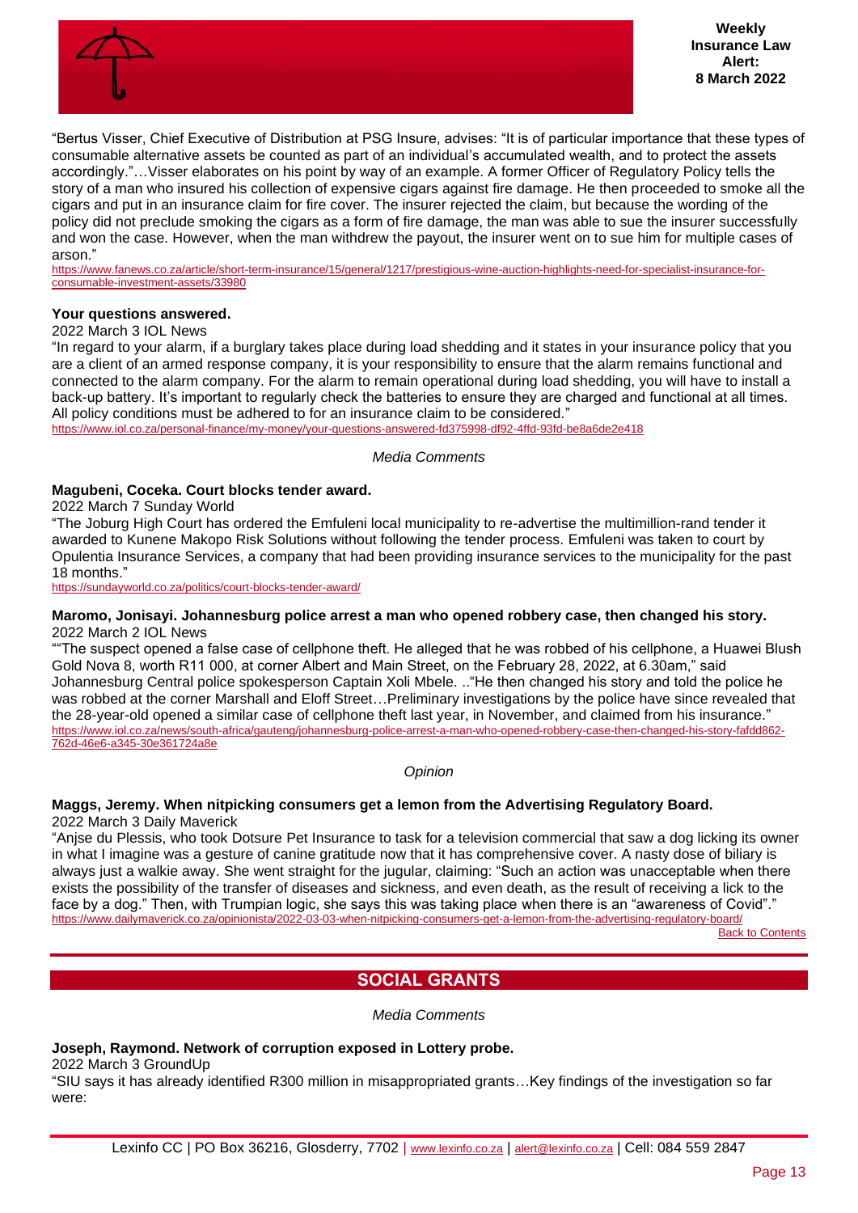"Bertus Visser, Chief Executive of Distribution at PSG Insure, advises: "It is of particular importance that these types of consumable alternative assets be counted as part of an individual's accumulated wealth, and to protect the assets accordingly."…Visser elaborates on his point by way of an example. A former Officer of Regulatory Policy tells the story of a man who insured his collection of expensive cigars against fire damage. He then proceeded to smoke all the cigars and put in an insurance claim for fire cover. The insurer rejected the claim, but because the wording of the policy did not preclude smoking the cigars as a form of fire damage, the man was able to sue the insurer successfully and won the case. However, when the man withdrew the payout, the insurer went on to sue him for multiple cases of arson."
https://www.fanews.co.za/article/short-term-insurance/15/general/1217/prestigious-wine-auction-highlights-need-for-specialist-insurance-for-consumable-investment-assets/33980

**Your questions answered.**
2022 March 3 IOL News
"In regard to your alarm, if a burglary takes place during load shedding and it states in your insurance policy that you are a client of an armed response company, it is your responsibility to ensure that the alarm remains functional and connected to the alarm company. For the alarm to remain operational during load shedding, you will have to install a back-up battery. It's important to regularly check the batteries to ensure they are charged and functional at all times. All policy conditions must be adhered to for an insurance claim to be considered."
https://www.iol.co.za/personal-finance/my-money/your-questions-answered-fd375998-df92-4ffd-93fd-be8a6de2e418

*Media Comments*

**Magubeni, Coceka. Court blocks tender award.**
2022 March 7 Sunday World
"The Joburg High Court has ordered the Emfuleni local municipality to re-advertise the multimillion-rand tender it awarded to Kunene Makopo Risk Solutions without following the tender process. Emfuleni was taken to court by Opulentia Insurance Services, a company that had been providing insurance services to the municipality for the past 18 months."
https://sundayworld.co.za/politics/court-blocks-tender-award/

**Maromo, Jonisayi. Johannesburg police arrest a man who opened robbery case, then changed his story.**
2022 March 2 IOL News
""The suspect opened a false case of cellphone theft. He alleged that he was robbed of his cellphone, a Huawei Blush Gold Nova 8, worth R11 000, at corner Albert and Main Street, on the February 28, 2022, at 6.30am," said Johannesburg Central police spokesperson Captain Xoli Mbele. .."He then changed his story and told the police he was robbed at the corner Marshall and Eloff Street…Preliminary investigations by the police have since revealed that the 28-year-old opened a similar case of cellphone theft last year, in November, and claimed from his insurance."
https://www.iol.co.za/news/south-africa/gauteng/johannesburg-police-arrest-a-man-who-opened-robbery-case-then-changed-his-story-fafdd862-762d-46e6-a345-30e361724a8e

*Opinion*

**Maggs, Jeremy. When nitpicking consumers get a lemon from the Advertising Regulatory Board.**
2022 March 3 Daily Maverick
"Anjse du Plessis, who took Dotsure Pet Insurance to task for a television commercial that saw a dog licking its owner in what I imagine was a gesture of canine gratitude now that it has comprehensive cover. A nasty dose of biliary is always just a walkie away. She went straight for the jugular, claiming: "Such an action was unacceptable when there exists the possibility of the transfer of diseases and sickness, and even death, as the result of receiving a lick to the face by a dog." Then, with Trumpian logic, she says this was taking place when there is an "awareness of Covid"."
https://www.dailymaverick.co.za/opinionista/2022-03-03-when-nitpicking-consumers-get-a-lemon-from-the-advertising-regulatory-board/

Back to Contents

## SOCIAL GRANTS

*Media Comments*

**Joseph, Raymond. Network of corruption exposed in Lottery probe.**
2022 March 3 GroundUp
"SIU says it has already identified R300 million in misappropriated grants…Key findings of the investigation so far were: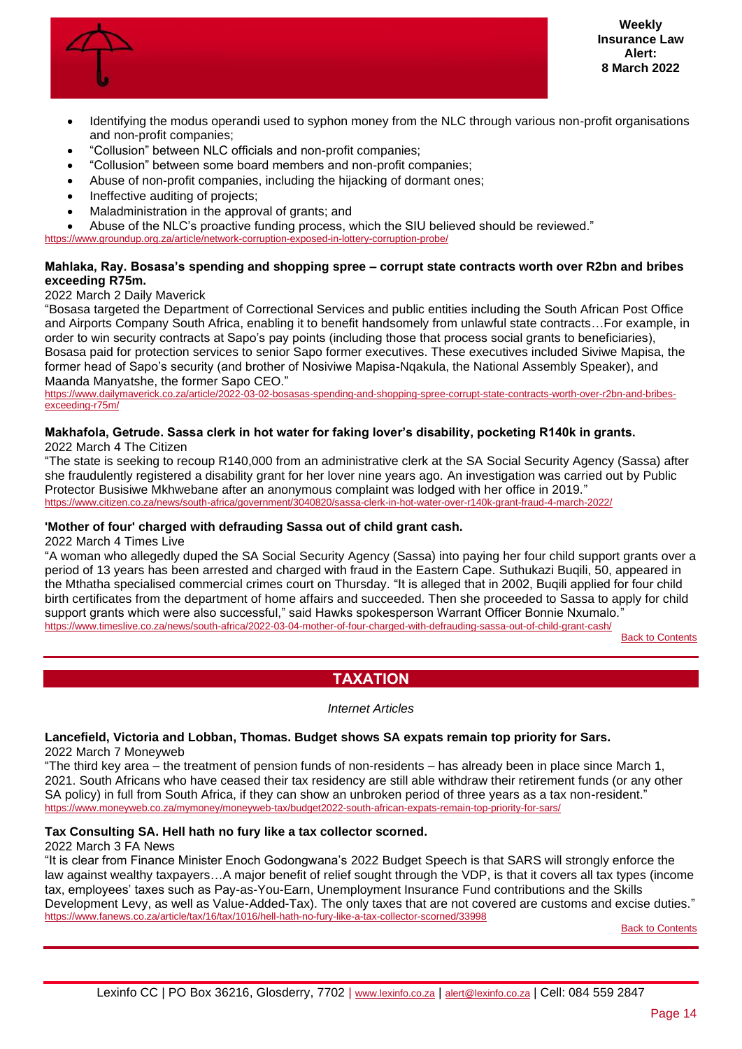- Identifying the modus operandi used to syphon money from the NLC through various non-profit organisations and non-profit companies;
- "Collusion" between NLC officials and non-profit companies;
- "Collusion" between some board members and non-profit companies;
- Abuse of non-profit companies, including the hijacking of dormant ones;
- Ineffective auditing of projects;
- Maladministration in the approval of grants; and
- Abuse of the NLC's proactive funding process, which the SIU believed should be reviewed."

https://www.groundup.org.za/article/network-corruption-exposed-in-lottery-corruption-probe/

**Mahlaka, Ray. Bosasa's spending and shopping spree – corrupt state contracts worth over R2bn and bribes exceeding R75m.**

2022 March 2 Daily Maverick

"Bosasa targeted the Department of Correctional Services and public entities including the South African Post Office and Airports Company South Africa, enabling it to benefit handsomely from unlawful state contracts…For example, in order to win security contracts at Sapo's pay points (including those that process social grants to beneficiaries), Bosasa paid for protection services to senior Sapo former executives. These executives included Siviwe Mapisa, the former head of Sapo's security (and brother of Nosiviwe Mapisa-Nqakula, the National Assembly Speaker), and Maanda Manyatshe, the former Sapo CEO."

https://www.dailymaverick.co.za/article/2022-03-02-bosasas-spending-and-shopping-spree-corrupt-state-contracts-worth-over-r2bn-and-bribes-exceeding-r75m/

**Makhafola, Getrude. Sassa clerk in hot water for faking lover's disability, pocketing R140k in grants.**

2022 March 4 The Citizen

"The state is seeking to recoup R140,000 from an administrative clerk at the SA Social Security Agency (Sassa) after she fraudulently registered a disability grant for her lover nine years ago. An investigation was carried out by Public Protector Busisiwe Mkhwebane after an anonymous complaint was lodged with her office in 2019."

https://www.citizen.co.za/news/south-africa/government/3040820/sassa-clerk-in-hot-water-over-r140k-grant-fraud-4-march-2022/

**'Mother of four' charged with defrauding Sassa out of child grant cash.**

2022 March 4 Times Live

"A woman who allegedly duped the SA Social Security Agency (Sassa) into paying her four child support grants over a period of 13 years has been arrested and charged with fraud in the Eastern Cape. Suthukazi Buqili, 50, appeared in the Mthatha specialised commercial crimes court on Thursday. "It is alleged that in 2002, Buqili applied for four child birth certificates from the department of home affairs and succeeded. Then she proceeded to Sassa to apply for child support grants which were also successful," said Hawks spokesperson Warrant Officer Bonnie Nxumalo."

https://www.timeslive.co.za/news/south-africa/2022-03-04-mother-of-four-charged-with-defrauding-sassa-out-of-child-grant-cash/

Back to Contents

## TAXATION

*Internet Articles*

**Lancefield, Victoria and Lobban, Thomas. Budget shows SA expats remain top priority for Sars.**

2022 March 7 Moneyweb

"The third key area – the treatment of pension funds of non-residents – has already been in place since March 1, 2021. South Africans who have ceased their tax residency are still able withdraw their retirement funds (or any other SA policy) in full from South Africa, if they can show an unbroken period of three years as a tax non-resident."

https://www.moneyweb.co.za/mymoney/moneyweb-tax/budget2022-south-african-expats-remain-top-priority-for-sars/

**Tax Consulting SA. Hell hath no fury like a tax collector scorned.**

2022 March 3 FA News

"It is clear from Finance Minister Enoch Godongwana's 2022 Budget Speech is that SARS will strongly enforce the law against wealthy taxpayers…A major benefit of relief sought through the VDP, is that it covers all tax types (income tax, employees' taxes such as Pay-as-You-Earn, Unemployment Insurance Fund contributions and the Skills Development Levy, as well as Value-Added-Tax). The only taxes that are not covered are customs and excise duties."

https://www.fanews.co.za/article/tax/16/tax/1016/hell-hath-no-fury-like-a-tax-collector-scorned/33998

Back to Contents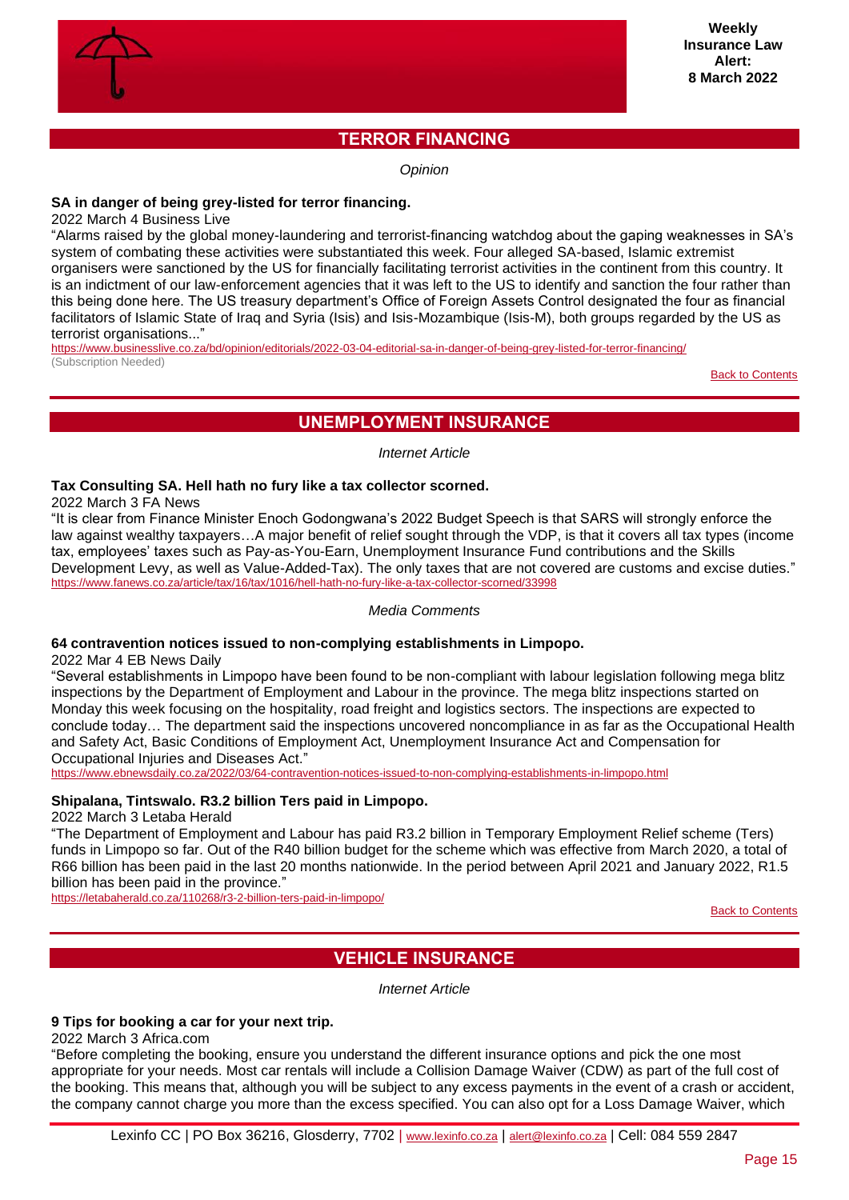## TERROR FINANCING

*Opinion*

**SA in danger of being grey-listed for terror financing.**

2022 March 4 Business Live

"Alarms raised by the global money-laundering and terrorist-financing watchdog about the gaping weaknesses in SA's system of combating these activities were substantiated this week. Four alleged SA-based, Islamic extremist organisers were sanctioned by the US for financially facilitating terrorist activities in the continent from this country. It is an indictment of our law-enforcement agencies that it was left to the US to identify and sanction the four rather than this being done here. The US treasury department's Office of Foreign Assets Control designated the four as financial facilitators of Islamic State of Iraq and Syria (Isis) and Isis-Mozambique (Isis-M), both groups regarded by the US as terrorist organisations..."

https://www.businesslive.co.za/bd/opinion/editorials/2022-03-04-editorial-sa-in-danger-of-being-grey-listed-for-terror-financing/

(Subscription Needed)

Back to Contents

## UNEMPLOYMENT INSURANCE

*Internet Article*

**Tax Consulting SA. Hell hath no fury like a tax collector scorned.**

2022 March 3 FA News

"It is clear from Finance Minister Enoch Godongwana's 2022 Budget Speech is that SARS will strongly enforce the law against wealthy taxpayers…A major benefit of relief sought through the VDP, is that it covers all tax types (income tax, employees' taxes such as Pay-as-You-Earn, Unemployment Insurance Fund contributions and the Skills Development Levy, as well as Value-Added-Tax). The only taxes that are not covered are customs and excise duties."

https://www.fanews.co.za/article/tax/16/tax/1016/hell-hath-no-fury-like-a-tax-collector-scorned/33998

*Media Comments*

**64 contravention notices issued to non-complying establishments in Limpopo.**

2022 Mar 4 EB News Daily

"Several establishments in Limpopo have been found to be non-compliant with labour legislation following mega blitz inspections by the Department of Employment and Labour in the province. The mega blitz inspections started on Monday this week focusing on the hospitality, road freight and logistics sectors. The inspections are expected to conclude today… The department said the inspections uncovered noncompliance in as far as the Occupational Health and Safety Act, Basic Conditions of Employment Act, Unemployment Insurance Act and Compensation for Occupational Injuries and Diseases Act."

https://www.ebnewsdaily.co.za/2022/03/64-contravention-notices-issued-to-non-complying-establishments-in-limpopo.html

**Shipalana, Tintswalo. R3.2 billion Ters paid in Limpopo.**

2022 March 3 Letaba Herald

"The Department of Employment and Labour has paid R3.2 billion in Temporary Employment Relief scheme (Ters) funds in Limpopo so far. Out of the R40 billion budget for the scheme which was effective from March 2020, a total of R66 billion has been paid in the last 20 months nationwide. In the period between April 2021 and January 2022, R1.5 billion has been paid in the province."

https://letabaherald.co.za/110268/r3-2-billion-ters-paid-in-limpopo/

Back to Contents

## VEHICLE INSURANCE

*Internet Article*

**9 Tips for booking a car for your next trip.**

2022 March 3 Africa.com

"Before completing the booking, ensure you understand the different insurance options and pick the one most appropriate for your needs. Most car rentals will include a Collision Damage Waiver (CDW) as part of the full cost of the booking. This means that, although you will be subject to any excess payments in the event of a crash or accident, the company cannot charge you more than the excess specified. You can also opt for a Loss Damage Waiver, which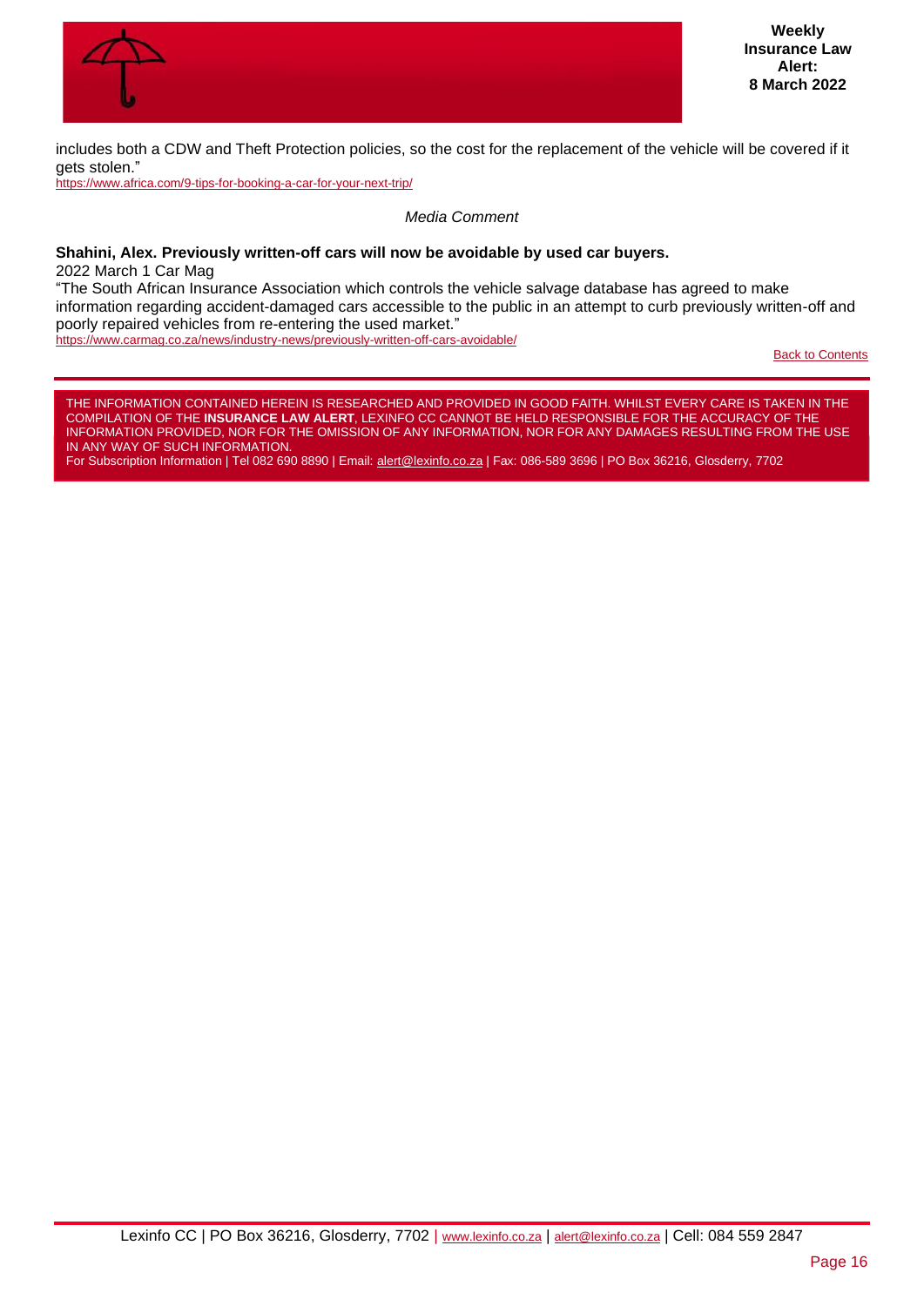includes both a CDW and Theft Protection policies, so the cost for the replacement of the vehicle will be covered if it gets stolen."
https://www.africa.com/9-tips-for-booking-a-car-for-your-next-trip/

*Media Comment*

**Shahini, Alex. Previously written-off cars will now be avoidable by used car buyers.**
2022 March 1 Car Mag
"The South African Insurance Association which controls the vehicle salvage database has agreed to make information regarding accident-damaged cars accessible to the public in an attempt to curb previously written-off and poorly repaired vehicles from re-entering the used market."
https://www.carmag.co.za/news/industry-news/previously-written-off-cars-avoidable/

Back to Contents

THE INFORMATION CONTAINED HEREIN IS RESEARCHED AND PROVIDED IN GOOD FAITH. WHILST EVERY CARE IS TAKEN IN THE COMPILATION OF THE **INSURANCE LAW ALERT**, LEXINFO CC CANNOT BE HELD RESPONSIBLE FOR THE ACCURACY OF THE INFORMATION PROVIDED, NOR FOR THE OMISSION OF ANY INFORMATION, NOR FOR ANY DAMAGES RESULTING FROM THE USE IN ANY WAY OF SUCH INFORMATION.
For Subscription Information | Tel 082 690 8890 | Email: alert@lexinfo.co.za | Fax: 086-589 3696 | PO Box 36216, Glosderry, 7702